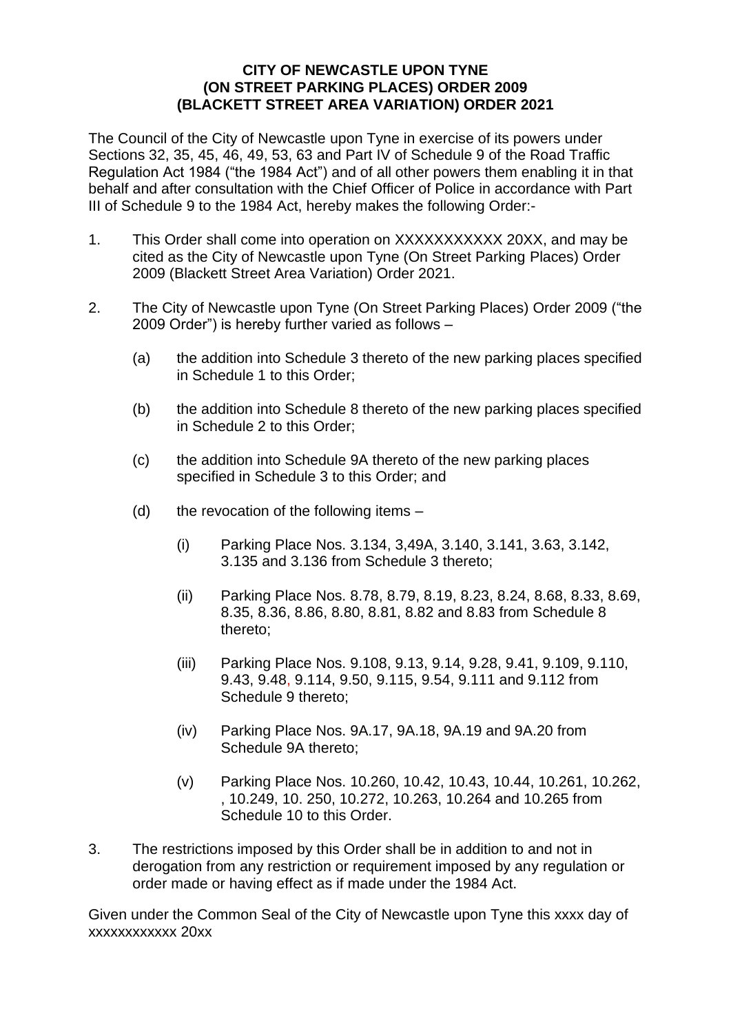**CITY OF NEWCASTLE UPON TYNE**
**(ON STREET PARKING PLACES) ORDER 2009**
**(BLACKETT STREET AREA VARIATION) ORDER 2021**

The Council of the City of Newcastle upon Tyne in exercise of its powers under Sections 32, 35, 45, 46, 49, 53, 63 and Part IV of Schedule 9 of the Road Traffic Regulation Act 1984 ("the 1984 Act") and of all other powers them enabling it in that behalf and after consultation with the Chief Officer of Police in accordance with Part III of Schedule 9 to the 1984 Act, hereby makes the following Order:-

1. This Order shall come into operation on XXXXXXXXXXX 20XX, and may be cited as the City of Newcastle upon Tyne (On Street Parking Places) Order 2009 (Blackett Street Area Variation) Order 2021.

2. The City of Newcastle upon Tyne (On Street Parking Places) Order 2009 ("the 2009 Order") is hereby further varied as follows –

   (a) the addition into Schedule 3 thereto of the new parking places specified in Schedule 1 to this Order;

   (b) the addition into Schedule 8 thereto of the new parking places specified in Schedule 2 to this Order;

   (c) the addition into Schedule 9A thereto of the new parking places specified in Schedule 3 to this Order; and

   (d) the revocation of the following items –

      (i) Parking Place Nos. 3.134, 3,49A, 3.140, 3.141, 3.63, 3.142, 3.135 and 3.136 from Schedule 3 thereto;

      (ii) Parking Place Nos. 8.78, 8.79, 8.19, 8.23, 8.24, 8.68, 8.33, 8.69, 8.35, 8.36, 8.86, 8.80, 8.81, 8.82 and 8.83 from Schedule 8 thereto;

      (iii) Parking Place Nos. 9.108, 9.13, 9.14, 9.28, 9.41, 9.109, 9.110, 9.43, 9.48, 9.114, 9.50, 9.115, 9.54, 9.111 and 9.112 from Schedule 9 thereto;

      (iv) Parking Place Nos. 9A.17, 9A.18, 9A.19 and 9A.20 from Schedule 9A thereto;

      (v) Parking Place Nos. 10.260, 10.42, 10.43, 10.44, 10.261, 10.262, , 10.249, 10. 250, 10.272, 10.263, 10.264 and 10.265 from Schedule 10 to this Order.

3. The restrictions imposed by this Order shall be in addition to and not in derogation from any restriction or requirement imposed by any regulation or order made or having effect as if made under the 1984 Act.

Given under the Common Seal of the City of Newcastle upon Tyne this xxxx day of xxxxxxxxxxxx 20xx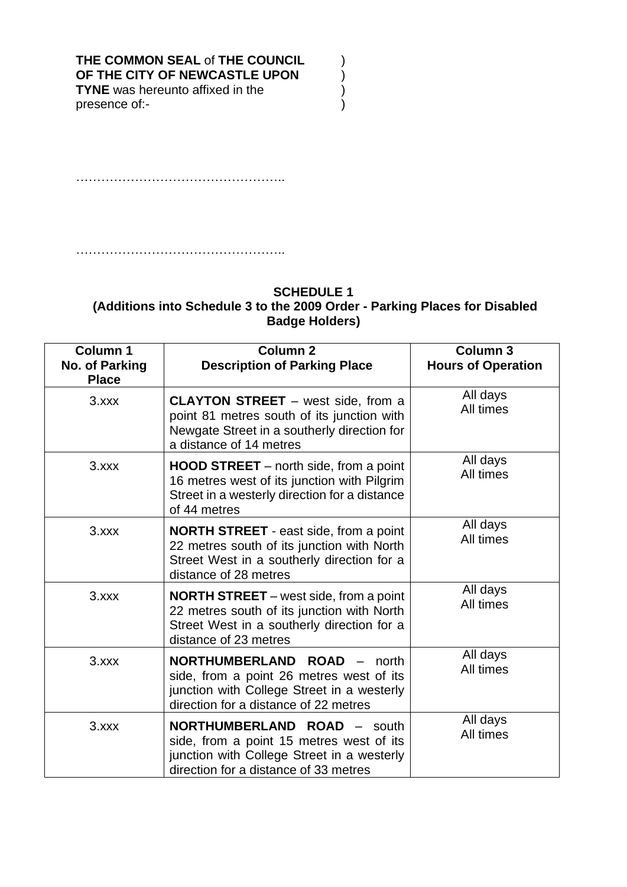**THE COMMON SEAL** of **THE COUNCIL OF THE CITY OF NEWCASTLE UPON TYNE** was hereunto affixed in the presence of:- )

…………………………………………..

…………………………………………..

**SCHEDULE 1**
**(Additions into Schedule 3 to the 2009 Order - Parking Places for Disabled Badge Holders)**

| Column 1 No. of Parking Place | Column 2 Description of Parking Place | Column 3 Hours of Operation |
|---|---|---|
| 3.xxx | **CLAYTON STREET** – west side, from a point 81 metres south of its junction with Newgate Street in a southerly direction for a distance of 14 metres | All days All times |
| 3.xxx | **HOOD STREET** – north side, from a point 16 metres west of its junction with Pilgrim Street in a westerly direction for a distance of 44 metres | All days All times |
| 3.xxx | **NORTH STREET** - east side, from a point 22 metres south of its junction with North Street West in a southerly direction for a distance of 28 metres | All days All times |
| 3.xxx | **NORTH STREET** – west side, from a point 22 metres south of its junction with North Street West in a southerly direction for a distance of 23 metres | All days All times |
| 3.xxx | **NORTHUMBERLAND ROAD** – north side, from a point 26 metres west of its junction with College Street in a westerly direction for a distance of 22 metres | All days All times |
| 3.xxx | **NORTHUMBERLAND ROAD** – south side, from a point 15 metres west of its junction with College Street in a westerly direction for a distance of 33 metres | All days All times |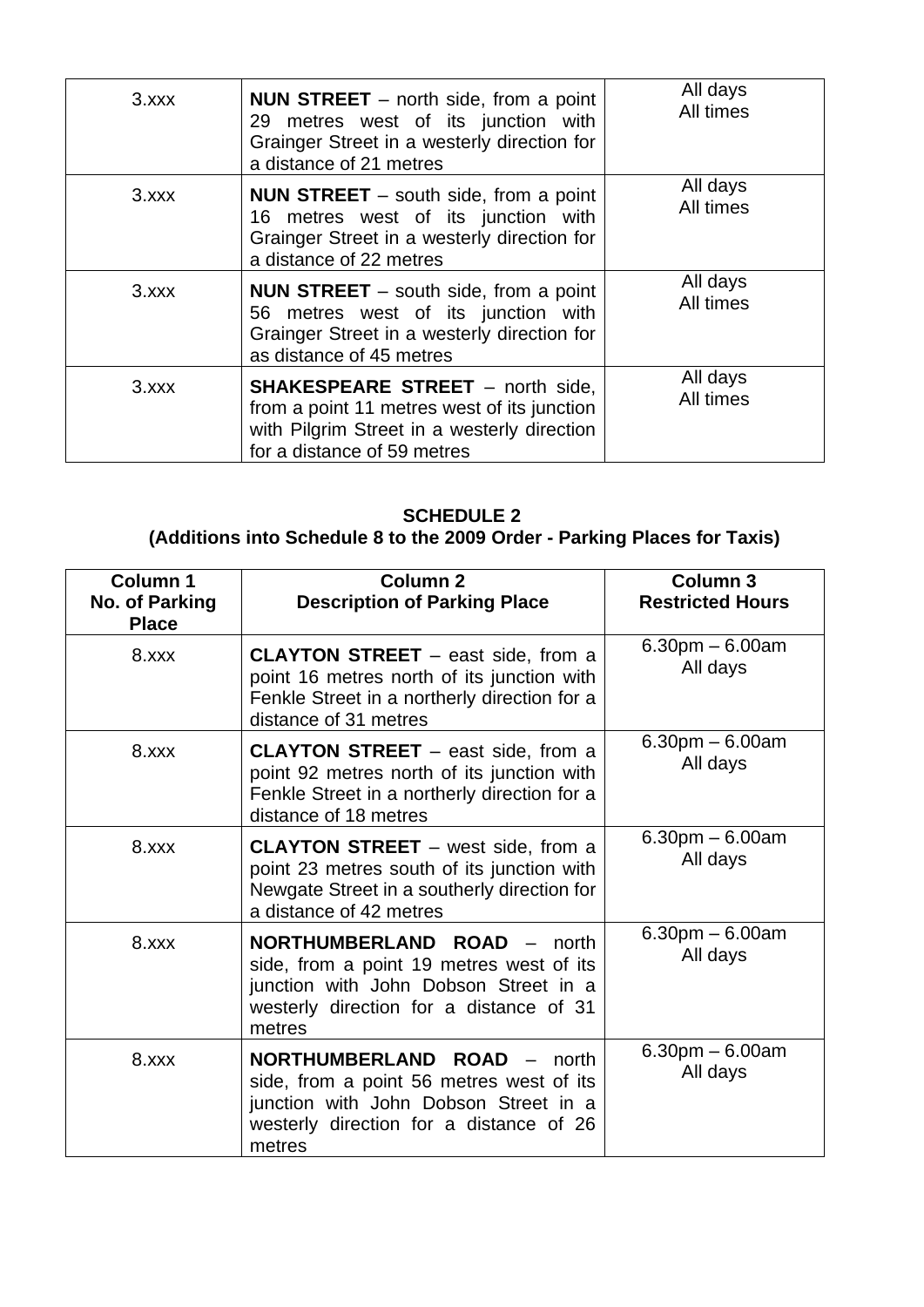| | | |
|---|---|---|
| 3.xxx | **NUN STREET** – north side, from a point 29 metres west of its junction with Grainger Street in a westerly direction for a distance of 21 metres | All days All times |
| 3.xxx | **NUN STREET** – south side, from a point 16 metres west of its junction with Grainger Street in a westerly direction for a distance of 22 metres | All days All times |
| 3.xxx | **NUN STREET** – south side, from a point 56 metres west of its junction with Grainger Street in a westerly direction for as distance of 45 metres | All days All times |
| 3.xxx | **SHAKESPEARE STREET** – north side, from a point 11 metres west of its junction with Pilgrim Street in a westerly direction for a distance of 59 metres | All days All times |

**SCHEDULE 2**
**(Additions into Schedule 8 to the 2009 Order - Parking Places for Taxis)**

| Column 1 No. of Parking Place | Column 2 Description of Parking Place | Column 3 Restricted Hours |
|---|---|---|
| 8.xxx | **CLAYTON STREET** – east side, from a point 16 metres north of its junction with Fenkle Street in a northerly direction for a distance of 31 metres | 6.30pm – 6.00am All days |
| 8.xxx | **CLAYTON STREET** – east side, from a point 92 metres north of its junction with Fenkle Street in a northerly direction for a distance of 18 metres | 6.30pm – 6.00am All days |
| 8.xxx | **CLAYTON STREET** – west side, from a point 23 metres south of its junction with Newgate Street in a southerly direction for a distance of 42 metres | 6.30pm – 6.00am All days |
| 8.xxx | **NORTHUMBERLAND ROAD** – north side, from a point 19 metres west of its junction with John Dobson Street in a westerly direction for a distance of 31 metres | 6.30pm – 6.00am All days |
| 8.xxx | **NORTHUMBERLAND ROAD** – north side, from a point 56 metres west of its junction with John Dobson Street in a westerly direction for a distance of 26 metres | 6.30pm – 6.00am All days |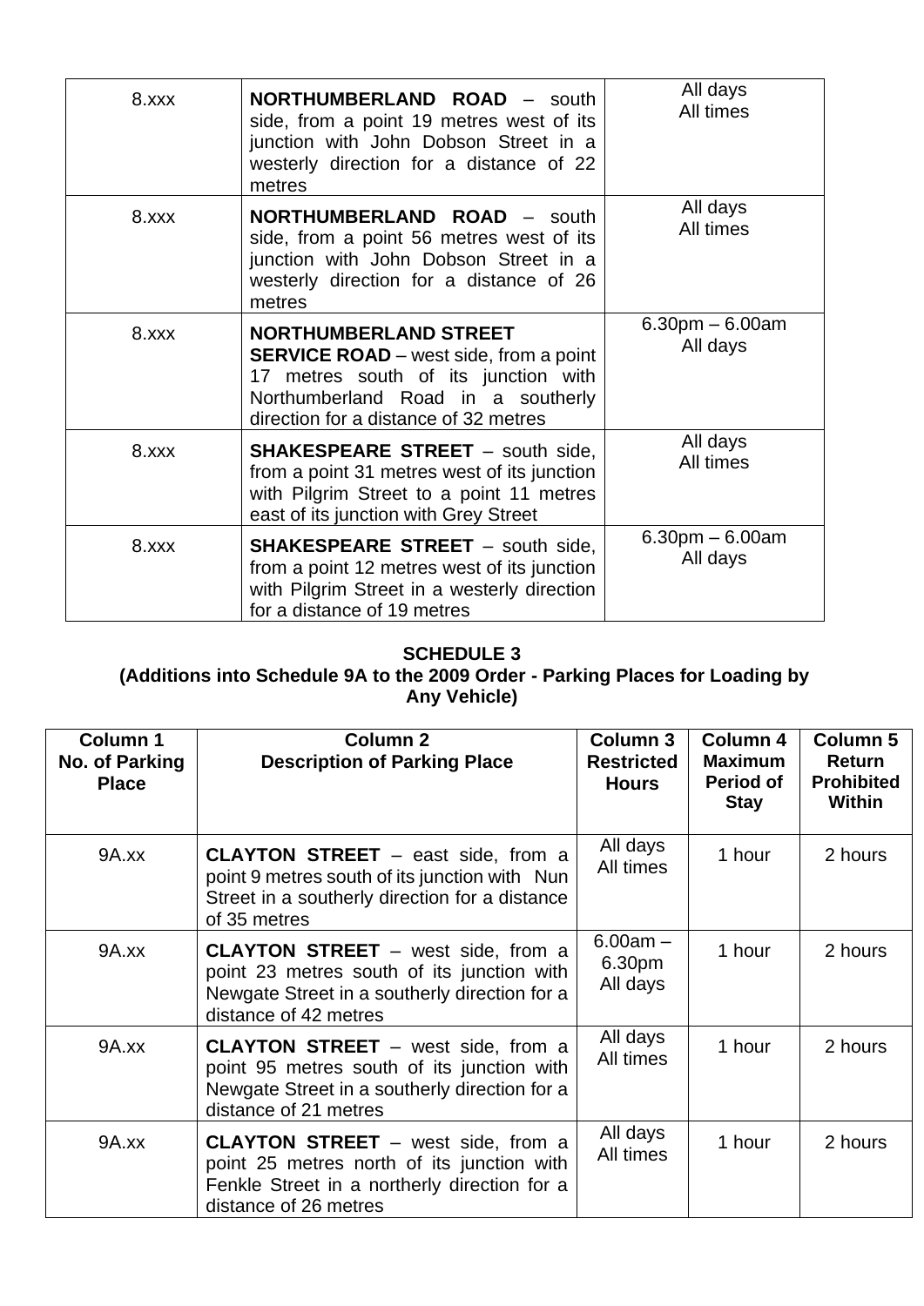| | | |
|---|---|---|
| 8.xxx | **NORTHUMBERLAND ROAD** – south side, from a point 19 metres west of its junction with John Dobson Street in a westerly direction for a distance of 22 metres | All days<br>All times |
| 8.xxx | **NORTHUMBERLAND ROAD** – south side, from a point 56 metres west of its junction with John Dobson Street in a westerly direction for a distance of 26 metres | All days<br>All times |
| 8.xxx | **NORTHUMBERLAND STREET SERVICE ROAD** – west side, from a point 17 metres south of its junction with Northumberland Road in a southerly direction for a distance of 32 metres | 6.30pm – 6.00am<br>All days |
| 8.xxx | **SHAKESPEARE STREET** – south side, from a point 31 metres west of its junction with Pilgrim Street to a point 11 metres east of its junction with Grey Street | All days<br>All times |
| 8.xxx | **SHAKESPEARE STREET** – south side, from a point 12 metres west of its junction with Pilgrim Street in a westerly direction for a distance of 19 metres | 6.30pm – 6.00am<br>All days |

**SCHEDULE 3**
**(Additions into Schedule 9A to the 2009 Order - Parking Places for Loading by Any Vehicle)**

| Column 1<br>No. of Parking Place | Column 2<br>Description of Parking Place | Column 3<br>Restricted Hours | Column 4<br>Maximum Period of Stay | Column 5<br>Return Prohibited Within |
|---|---|---|---|---|
| 9A.xx | **CLAYTON STREET** – east side, from a point 9 metres south of its junction with Nun Street in a southerly direction for a distance of 35 metres | All days<br>All times | 1 hour | 2 hours |
| 9A.xx | **CLAYTON STREET** – west side, from a point 23 metres south of its junction with Newgate Street in a southerly direction for a distance of 42 metres | 6.00am – 6.30pm<br>All days | 1 hour | 2 hours |
| 9A.xx | **CLAYTON STREET** – west side, from a point 95 metres south of its junction with Newgate Street in a southerly direction for a distance of 21 metres | All days<br>All times | 1 hour | 2 hours |
| 9A.xx | **CLAYTON STREET** – west side, from a point 25 metres north of its junction with Fenkle Street in a northerly direction for a distance of 26 metres | All days<br>All times | 1 hour | 2 hours |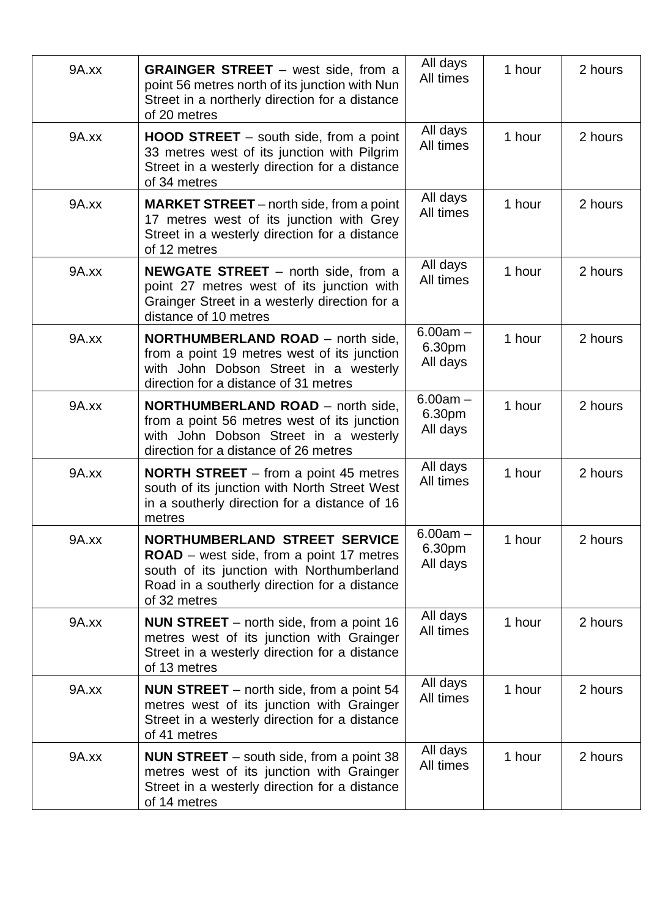| | | | | |
|---|---|---|---|---|
| 9A.xx | **GRAINGER STREET** – west side, from a point 56 metres north of its junction with Nun Street in a northerly direction for a distance of 20 metres | All days All times | 1 hour | 2 hours |
| 9A.xx | **HOOD STREET** – south side, from a point 33 metres west of its junction with Pilgrim Street in a westerly direction for a distance of 34 metres | All days All times | 1 hour | 2 hours |
| 9A.xx | **MARKET STREET** – north side, from a point 17 metres west of its junction with Grey Street in a westerly direction for a distance of 12 metres | All days All times | 1 hour | 2 hours |
| 9A.xx | **NEWGATE STREET** – north side, from a point 27 metres west of its junction with Grainger Street in a westerly direction for a distance of 10 metres | All days All times | 1 hour | 2 hours |
| 9A.xx | **NORTHUMBERLAND ROAD** – north side, from a point 19 metres west of its junction with John Dobson Street in a westerly direction for a distance of 31 metres | 6.00am – 6.30pm All days | 1 hour | 2 hours |
| 9A.xx | **NORTHUMBERLAND ROAD** – north side, from a point 56 metres west of its junction with John Dobson Street in a westerly direction for a distance of 26 metres | 6.00am – 6.30pm All days | 1 hour | 2 hours |
| 9A.xx | **NORTH STREET** – from a point 45 metres south of its junction with North Street West in a southerly direction for a distance of 16 metres | All days All times | 1 hour | 2 hours |
| 9A.xx | **NORTHUMBERLAND STREET SERVICE ROAD** – west side, from a point 17 metres south of its junction with Northumberland Road in a southerly direction for a distance of 32 metres | 6.00am – 6.30pm All days | 1 hour | 2 hours |
| 9A.xx | **NUN STREET** – north side, from a point 16 metres west of its junction with Grainger Street in a westerly direction for a distance of 13 metres | All days All times | 1 hour | 2 hours |
| 9A.xx | **NUN STREET** – north side, from a point 54 metres west of its junction with Grainger Street in a westerly direction for a distance of 41 metres | All days All times | 1 hour | 2 hours |
| 9A.xx | **NUN STREET** – south side, from a point 38 metres west of its junction with Grainger Street in a westerly direction for a distance of 14 metres | All days All times | 1 hour | 2 hours |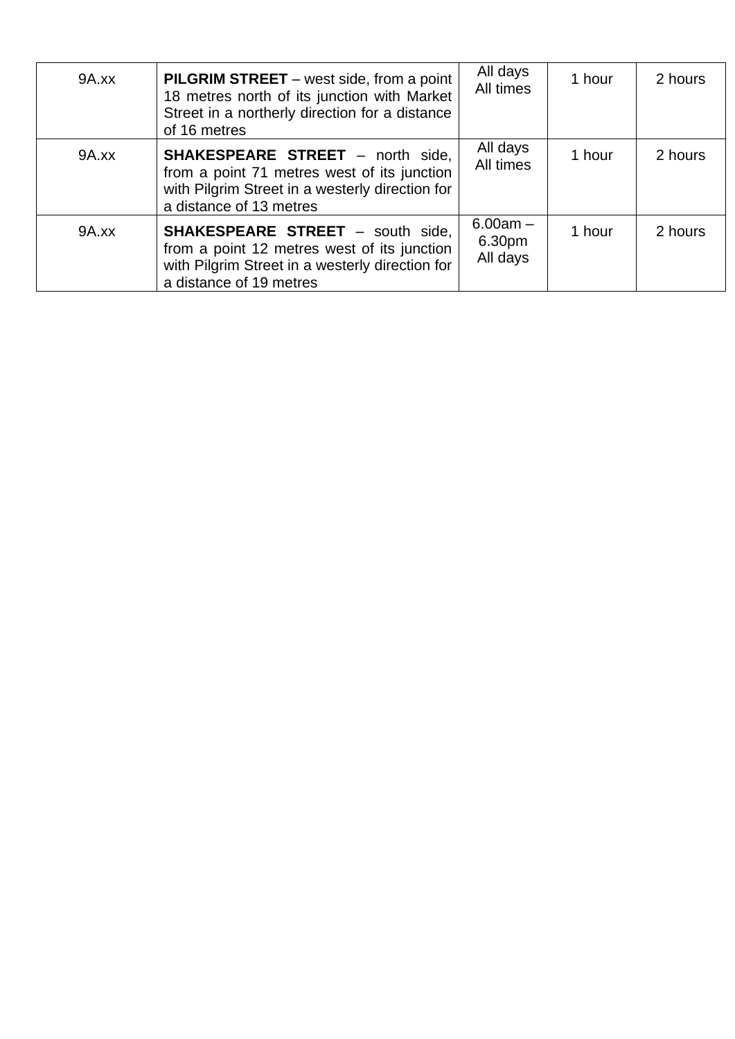| | | | | |
|---|---|---|---|---|
| 9A.xx | **PILGRIM STREET** – west side, from a point 18 metres north of its junction with Market Street in a northerly direction for a distance of 16 metres | All days All times | 1 hour | 2 hours |
| 9A.xx | **SHAKESPEARE STREET** – north side, from a point 71 metres west of its junction with Pilgrim Street in a westerly direction for a distance of 13 metres | All days All times | 1 hour | 2 hours |
| 9A.xx | **SHAKESPEARE STREET** – south side, from a point 12 metres west of its junction with Pilgrim Street in a westerly direction for a distance of 19 metres | 6.00am – 6.30pm All days | 1 hour | 2 hours |